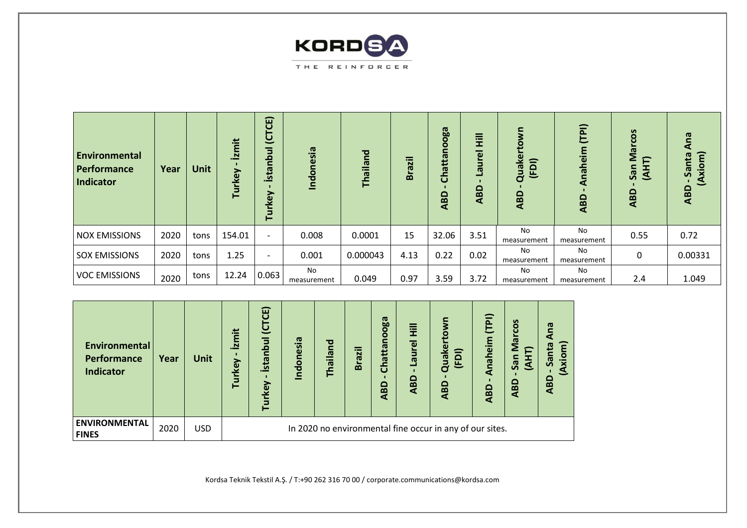| Environmental Performance Indicator | Year | Unit | Turkey - İzmit | Turkey - İstanbul (CTCE) | Indonesia | Thailand | Brazil | ABD - Chattanooga | ABD - Laurel Hill | ABD - Quakertown (FDI) | ABD - Anaheim (TPI) | ABD - San Marcos (AHT) | ABD - Santa Ana (Axiom) |
|---|---|---|---|---|---|---|---|---|---|---|---|---|---|
| NOX EMISSIONS | 2020 | tons | 154.01 | - | 0.008 | 0.0001 | 15 | 32.06 | 3.51 | No measurement | No measurement | 0.55 | 0.72 |
| SOX EMISSIONS | 2020 | tons | 1.25 | - | 0.001 | 0.000043 | 4.13 | 0.22 | 0.02 | No measurement | No measurement | 0 | 0.00331 |
| VOC EMISSIONS | 2020 | tons | 12.24 | 0.063 | No measurement | 0.049 | 0.97 | 3.59 | 3.72 | No measurement | No measurement | 2.4 | 1.049 |

| Environmental Performance Indicator | Year | Unit | Turkey - İzmit | Turkey - İstanbul (CTCE) | Indonesia | Thailand | Brazil | ABD - Chattanooga | ABD - Laurel Hill | ABD - Quakertown (FDI) | ABD - Anaheim (TPI) | ABD - San Marcos (AHT) | ABD - Santa Ana (Axiom) |
|---|---|---|---|---|---|---|---|---|---|---|---|---|---|
| **ENVIRONMENTAL FINES** | 2020 | USD | In 2020 no environmental fine occur in any of our sites. | | | | | | | | | | |

Kordsa Teknik Tekstil A.Ş. / T:+90 262 316 70 00 / corporate.communications@kordsa.com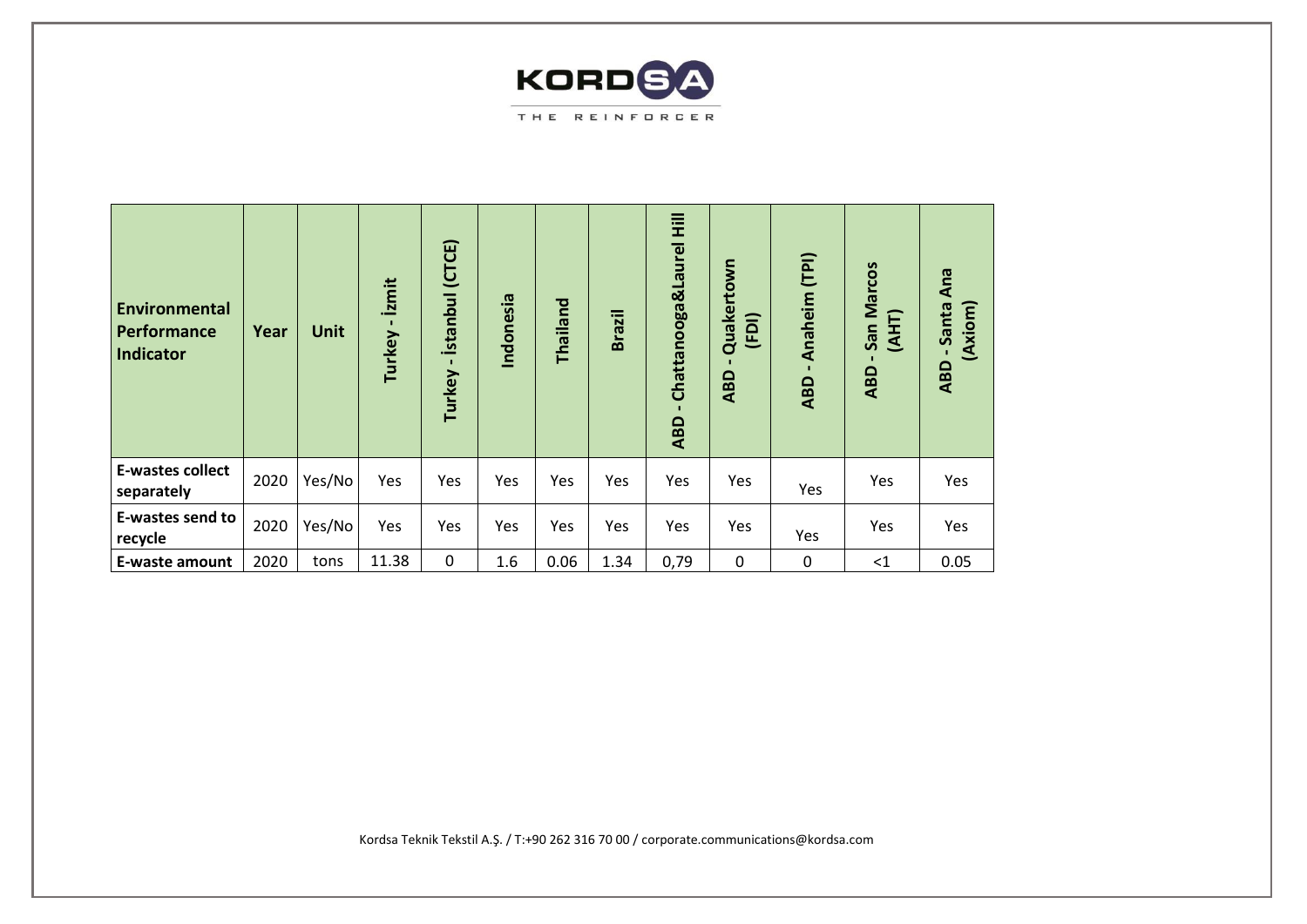| Environmental Performance Indicator | Year | Unit | Turkey - İzmit | Turkey - İstanbul (CTCE) | Indonesia | Thailand | Brazil | ABD - Chattanooga&Laurel Hill | ABD - Quakertown (FDI) | ABD - Anaheim (TPI) | ABD - San Marcos (AHT) | ABD - Santa Ana (Axiom) |
|---|---|---|---|---|---|---|---|---|---|---|---|---|
| **E-wastes collect separately** | 2020 | Yes/No | Yes | Yes | Yes | Yes | Yes | Yes | Yes | Yes | Yes | Yes |
| **E-wastes send to recycle** | 2020 | Yes/No | Yes | Yes | Yes | Yes | Yes | Yes | Yes | Yes | Yes | Yes |
| **E-waste amount** | 2020 | tons | 11.38 | 0 | 1.6 | 0.06 | 1.34 | 0,79 | 0 | 0 | <1 | 0.05 |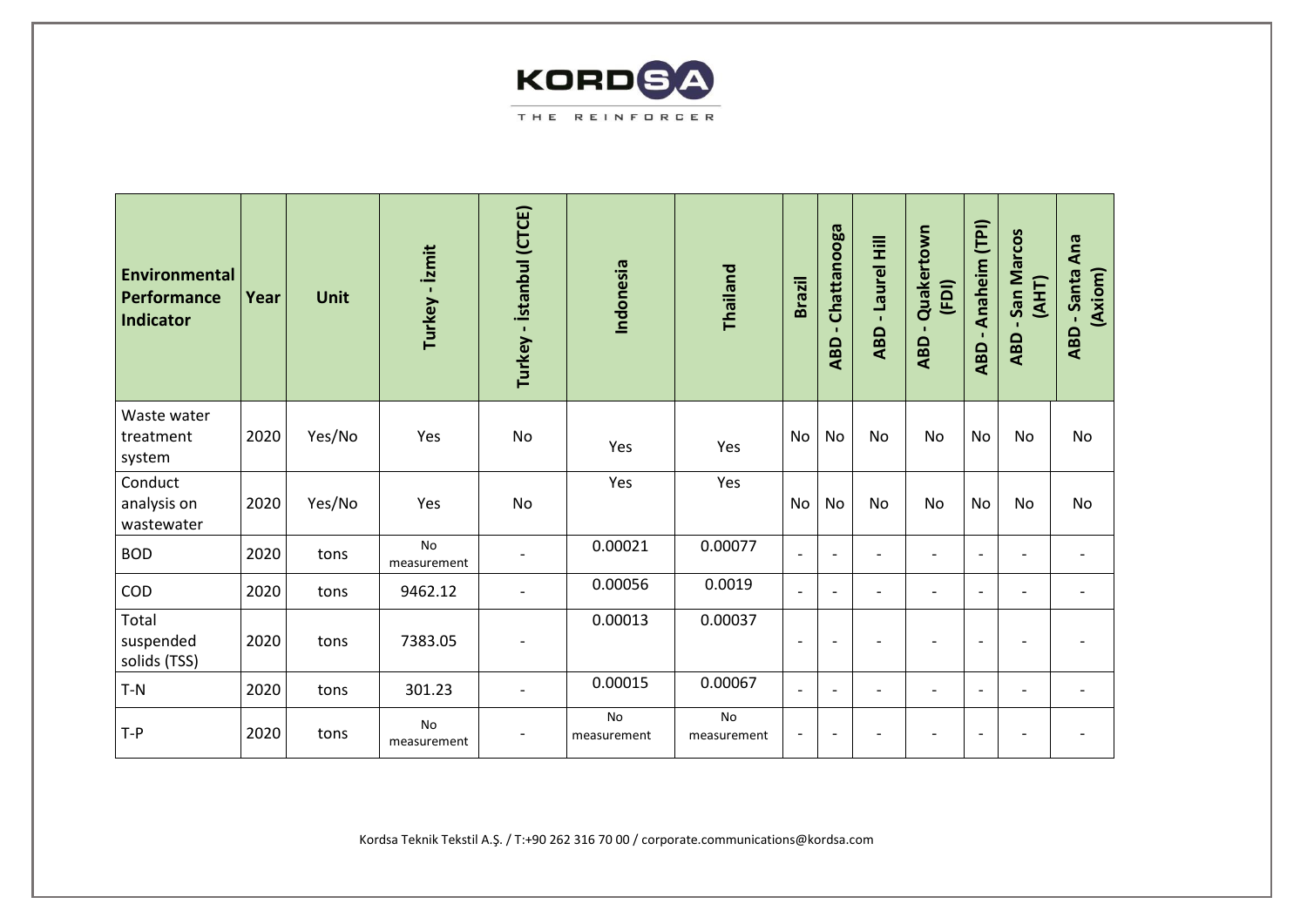| Environmental Performance Indicator | Year | Unit | Turkey - İzmit | Turkey - İstanbul (CTCE) | Indonesia | Thailand | Brazil | ABD - Chattanooga | ABD - Laurel Hill | ABD - Quakertown (FDI) | ABD - Anaheim (TPI) | ABD - San Marcos (AHT) | ABD - Santa Ana (Axiom) |
|---|---|---|---|---|---|---|---|---|---|---|---|---|---|
| Waste water treatment system | 2020 | Yes/No | Yes | No | Yes | Yes | No | No | No | No | No | No | No |
| Conduct analysis on wastewater | 2020 | Yes/No | Yes | No | Yes | Yes | No | No | No | No | No | No | No |
| BOD | 2020 | tons | No measurement | - | 0.00021 | 0.00077 | - | - | - | - | - | - | - |
| COD | 2020 | tons | 9462.12 | - | 0.00056 | 0.0019 | - | - | - | - | - | - | - |
| Total suspended solids (TSS) | 2020 | tons | 7383.05 | - | 0.00013 | 0.00037 | - | - | - | - | - | - | - |
| T-N | 2020 | tons | 301.23 | - | 0.00015 | 0.00067 | - | - | - | - | - | - | - |
| T-P | 2020 | tons | No measurement | - | No measurement | No measurement | - | - | - | - | - | - | - |